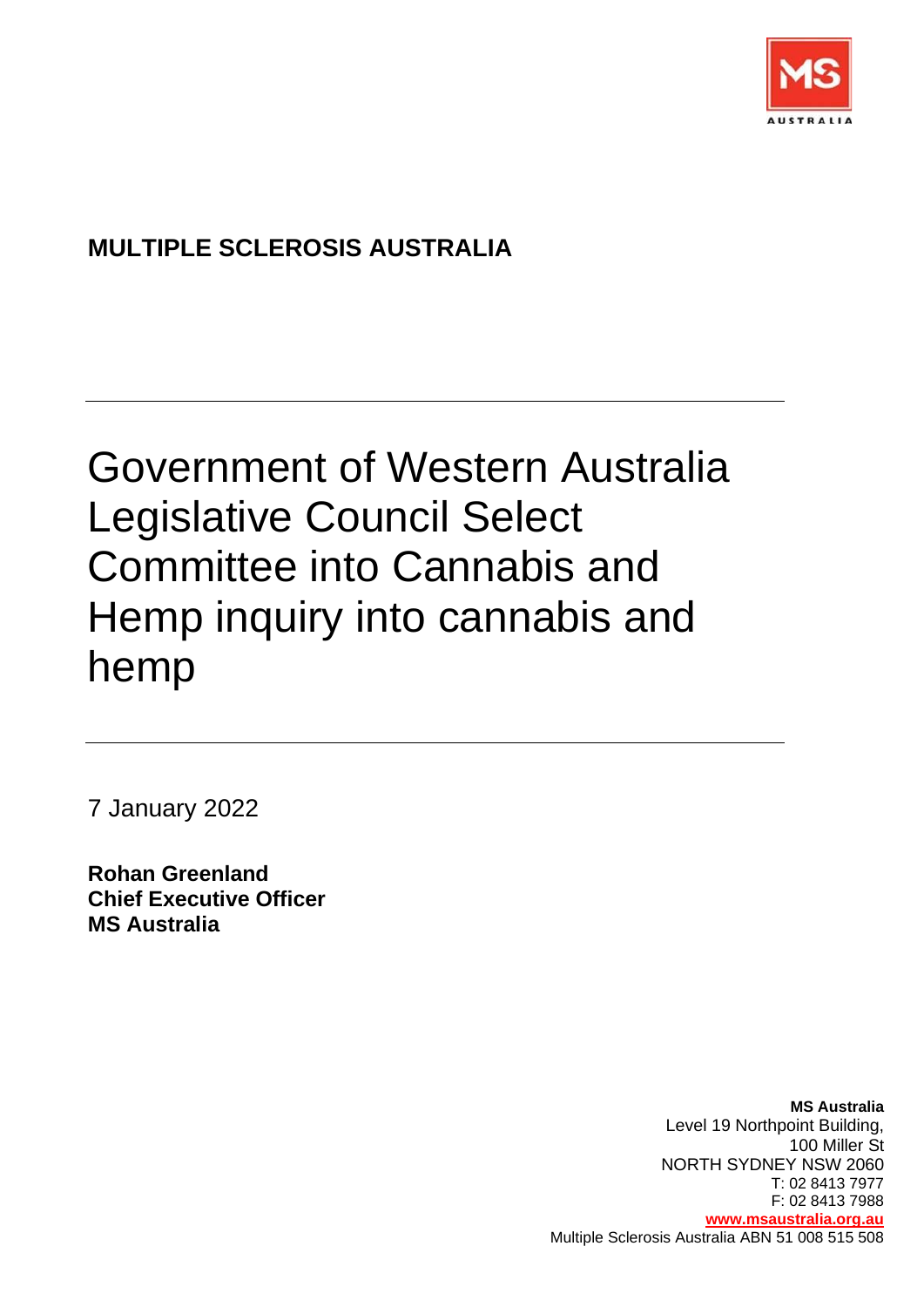**MULTIPLE SCLEROSIS AUSTRALIA**

---

# Government of Western Australia Legislative Council Select Committee into Cannabis and Hemp inquiry into cannabis and hemp

---

7 January 2022

**Rohan Greenland**
**Chief Executive Officer**
**MS Australia**

**MS Australia**
Level 19 Northpoint Building,
100 Miller St
NORTH SYDNEY NSW 2060
T: 02 8413 7977
F: 02 8413 7988
www.msaustralia.org.au
Multiple Sclerosis Australia ABN 51 008 515 508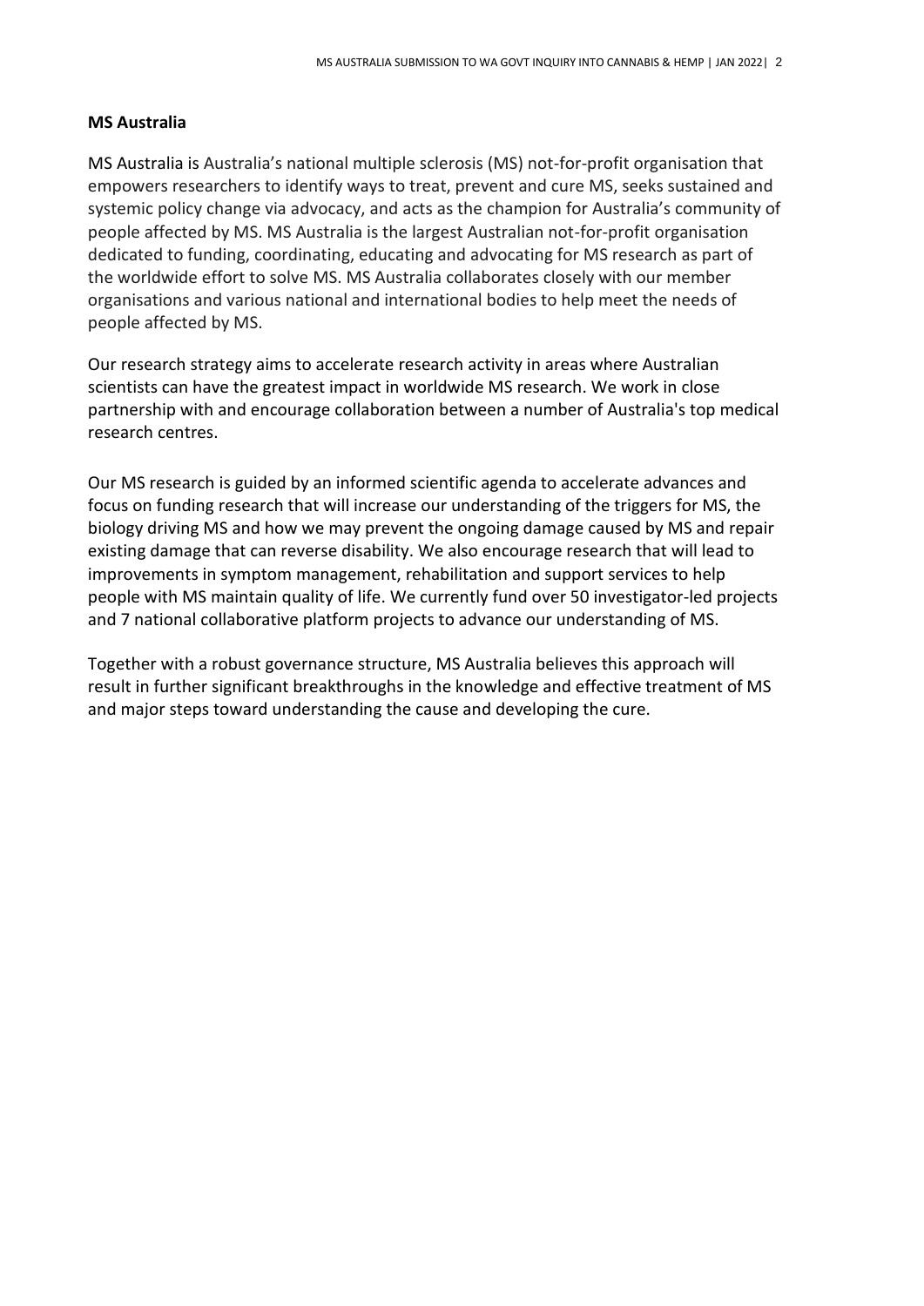**MS Australia**

MS Australia is Australia's national multiple sclerosis (MS) not-for-profit organisation that empowers researchers to identify ways to treat, prevent and cure MS, seeks sustained and systemic policy change via advocacy, and acts as the champion for Australia's community of people affected by MS. MS Australia is the largest Australian not-for-profit organisation dedicated to funding, coordinating, educating and advocating for MS research as part of the worldwide effort to solve MS. MS Australia collaborates closely with our member organisations and various national and international bodies to help meet the needs of people affected by MS.

Our research strategy aims to accelerate research activity in areas where Australian scientists can have the greatest impact in worldwide MS research. We work in close partnership with and encourage collaboration between a number of Australia's top medical research centres.

Our MS research is guided by an informed scientific agenda to accelerate advances and focus on funding research that will increase our understanding of the triggers for MS, the biology driving MS and how we may prevent the ongoing damage caused by MS and repair existing damage that can reverse disability. We also encourage research that will lead to improvements in symptom management, rehabilitation and support services to help people with MS maintain quality of life. We currently fund over 50 investigator-led projects and 7 national collaborative platform projects to advance our understanding of MS.

Together with a robust governance structure, MS Australia believes this approach will result in further significant breakthroughs in the knowledge and effective treatment of MS and major steps toward understanding the cause and developing the cure.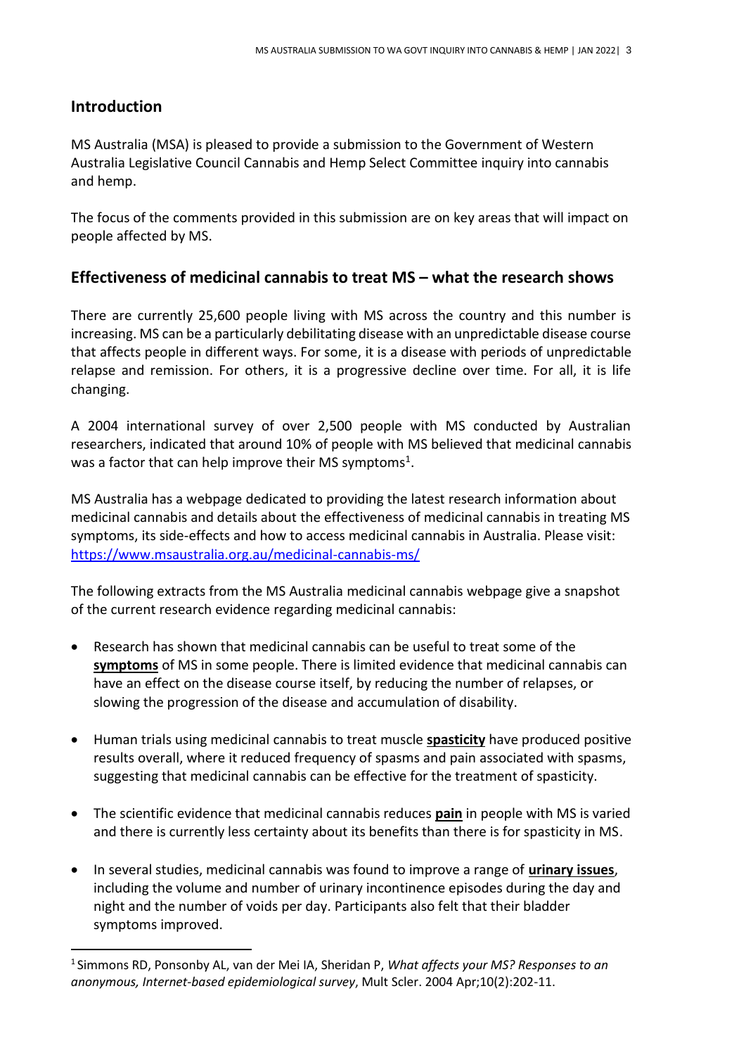## Introduction

MS Australia (MSA) is pleased to provide a submission to the Government of Western Australia Legislative Council Cannabis and Hemp Select Committee inquiry into cannabis and hemp.

The focus of the comments provided in this submission are on key areas that will impact on people affected by MS.

## Effectiveness of medicinal cannabis to treat MS – what the research shows

There are currently 25,600 people living with MS across the country and this number is increasing. MS can be a particularly debilitating disease with an unpredictable disease course that affects people in different ways. For some, it is a disease with periods of unpredictable relapse and remission. For others, it is a progressive decline over time. For all, it is life changing.

A 2004 international survey of over 2,500 people with MS conducted by Australian researchers, indicated that around 10% of people with MS believed that medicinal cannabis was a factor that can help improve their MS symptoms[1].

MS Australia has a webpage dedicated to providing the latest research information about medicinal cannabis and details about the effectiveness of medicinal cannabis in treating MS symptoms, its side-effects and how to access medicinal cannabis in Australia. Please visit: https://www.msaustralia.org.au/medicinal-cannabis-ms/

The following extracts from the MS Australia medicinal cannabis webpage give a snapshot of the current research evidence regarding medicinal cannabis:

- Research has shown that medicinal cannabis can be useful to treat some of the **symptoms** of MS in some people. There is limited evidence that medicinal cannabis can have an effect on the disease course itself, by reducing the number of relapses, or slowing the progression of the disease and accumulation of disability.
- Human trials using medicinal cannabis to treat muscle **spasticity** have produced positive results overall, where it reduced frequency of spasms and pain associated with spasms, suggesting that medicinal cannabis can be effective for the treatment of spasticity.
- The scientific evidence that medicinal cannabis reduces **pain** in people with MS is varied and there is currently less certainty about its benefits than there is for spasticity in MS.
- In several studies, medicinal cannabis was found to improve a range of **urinary issues**, including the volume and number of urinary incontinence episodes during the day and night and the number of voids per day. Participants also felt that their bladder symptoms improved.

---

[1] Simmons RD, Ponsonby AL, van der Mei IA, Sheridan P, *What affects your MS? Responses to an anonymous, Internet-based epidemiological survey*, Mult Scler. 2004 Apr;10(2):202-11.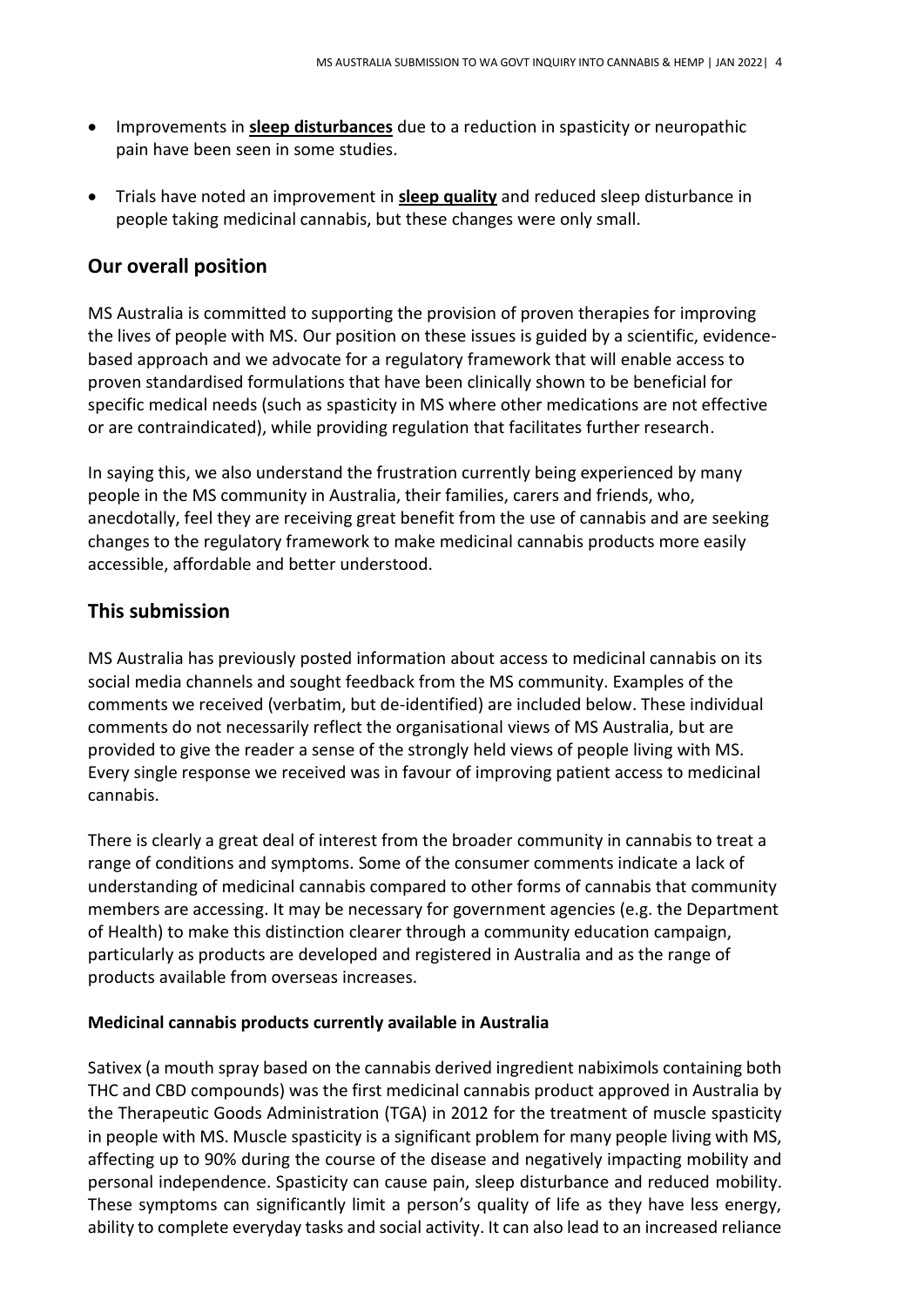- Improvements in **sleep disturbances** due to a reduction in spasticity or neuropathic pain have been seen in some studies.
- Trials have noted an improvement in **sleep quality** and reduced sleep disturbance in people taking medicinal cannabis, but these changes were only small.

## Our overall position

MS Australia is committed to supporting the provision of proven therapies for improving the lives of people with MS. Our position on these issues is guided by a scientific, evidence-based approach and we advocate for a regulatory framework that will enable access to proven standardised formulations that have been clinically shown to be beneficial for specific medical needs (such as spasticity in MS where other medications are not effective or are contraindicated), while providing regulation that facilitates further research.

In saying this, we also understand the frustration currently being experienced by many people in the MS community in Australia, their families, carers and friends, who, anecdotally, feel they are receiving great benefit from the use of cannabis and are seeking changes to the regulatory framework to make medicinal cannabis products more easily accessible, affordable and better understood.

## This submission

MS Australia has previously posted information about access to medicinal cannabis on its social media channels and sought feedback from the MS community. Examples of the comments we received (verbatim, but de-identified) are included below. These individual comments do not necessarily reflect the organisational views of MS Australia, but are provided to give the reader a sense of the strongly held views of people living with MS. Every single response we received was in favour of improving patient access to medicinal cannabis.

There is clearly a great deal of interest from the broader community in cannabis to treat a range of conditions and symptoms. Some of the consumer comments indicate a lack of understanding of medicinal cannabis compared to other forms of cannabis that community members are accessing. It may be necessary for government agencies (e.g. the Department of Health) to make this distinction clearer through a community education campaign, particularly as products are developed and registered in Australia and as the range of products available from overseas increases.

**Medicinal cannabis products currently available in Australia**

Sativex (a mouth spray based on the cannabis derived ingredient nabiximols containing both THC and CBD compounds) was the first medicinal cannabis product approved in Australia by the Therapeutic Goods Administration (TGA) in 2012 for the treatment of muscle spasticity in people with MS. Muscle spasticity is a significant problem for many people living with MS, affecting up to 90% during the course of the disease and negatively impacting mobility and personal independence. Spasticity can cause pain, sleep disturbance and reduced mobility. These symptoms can significantly limit a person's quality of life as they have less energy, ability to complete everyday tasks and social activity. It can also lead to an increased reliance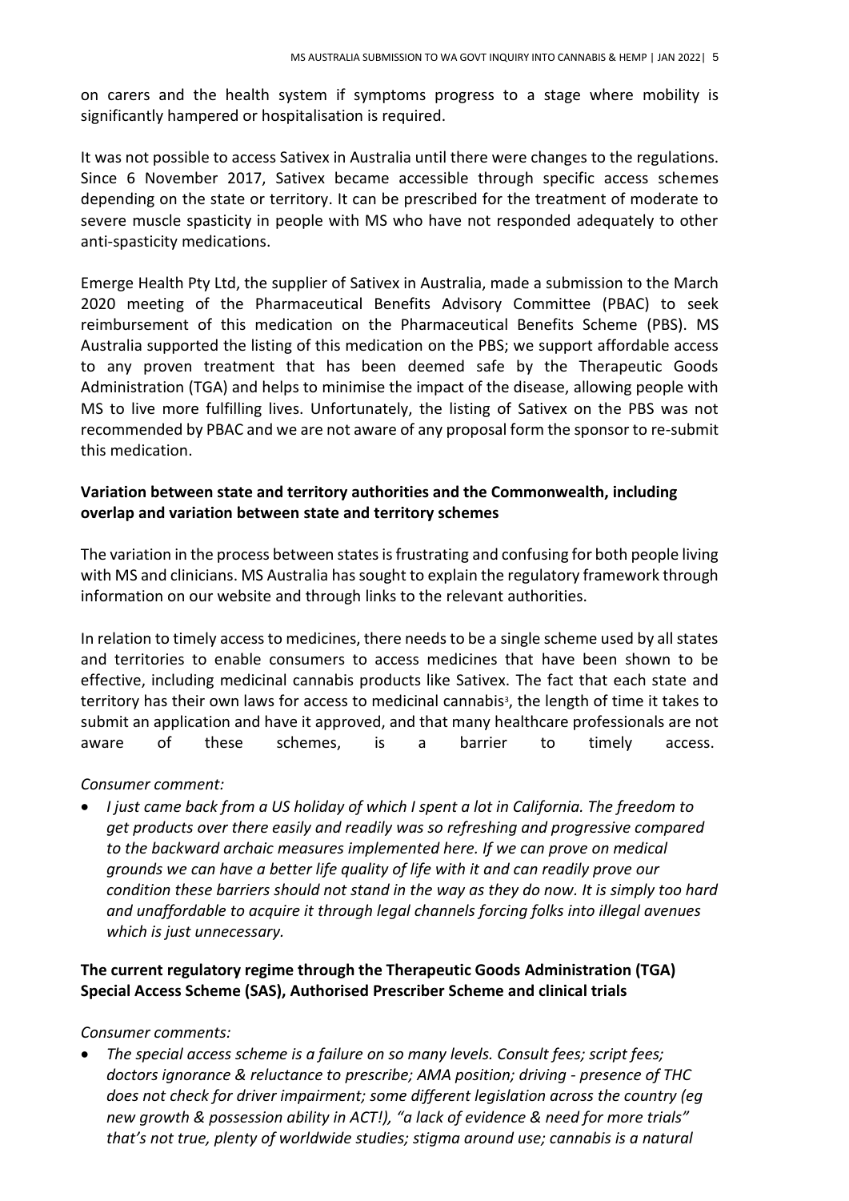on carers and the health system if symptoms progress to a stage where mobility is significantly hampered or hospitalisation is required.

It was not possible to access Sativex in Australia until there were changes to the regulations. Since 6 November 2017, Sativex became accessible through specific access schemes depending on the state or territory. It can be prescribed for the treatment of moderate to severe muscle spasticity in people with MS who have not responded adequately to other anti-spasticity medications.

Emerge Health Pty Ltd, the supplier of Sativex in Australia, made a submission to the March 2020 meeting of the Pharmaceutical Benefits Advisory Committee (PBAC) to seek reimbursement of this medication on the Pharmaceutical Benefits Scheme (PBS). MS Australia supported the listing of this medication on the PBS; we support affordable access to any proven treatment that has been deemed safe by the Therapeutic Goods Administration (TGA) and helps to minimise the impact of the disease, allowing people with MS to live more fulfilling lives. Unfortunately, the listing of Sativex on the PBS was not recommended by PBAC and we are not aware of any proposal form the sponsor to re-submit this medication.

**Variation between state and territory authorities and the Commonwealth, including overlap and variation between state and territory schemes**

The variation in the process between states is frustrating and confusing for both people living with MS and clinicians. MS Australia has sought to explain the regulatory framework through information on our website and through links to the relevant authorities.

In relation to timely access to medicines, there needs to be a single scheme used by all states and territories to enable consumers to access medicines that have been shown to be effective, including medicinal cannabis products like Sativex. The fact that each state and territory has their own laws for access to medicinal cannabis[3], the length of time it takes to submit an application and have it approved, and that many healthcare professionals are not aware of these schemes, is a barrier to timely access.

*Consumer comment:*

- *I just came back from a US holiday of which I spent a lot in California. The freedom to get products over there easily and readily was so refreshing and progressive compared to the backward archaic measures implemented here. If we can prove on medical grounds we can have a better life quality of life with it and can readily prove our condition these barriers should not stand in the way as they do now. It is simply too hard and unaffordable to acquire it through legal channels forcing folks into illegal avenues which is just unnecessary.*

**The current regulatory regime through the Therapeutic Goods Administration (TGA) Special Access Scheme (SAS), Authorised Prescriber Scheme and clinical trials**

*Consumer comments:*

- *The special access scheme is a failure on so many levels. Consult fees; script fees; doctors ignorance & reluctance to prescribe; AMA position; driving - presence of THC does not check for driver impairment; some different legislation across the country (eg new growth & possession ability in ACT!), "a lack of evidence & need for more trials" that's not true, plenty of worldwide studies; stigma around use; cannabis is a natural*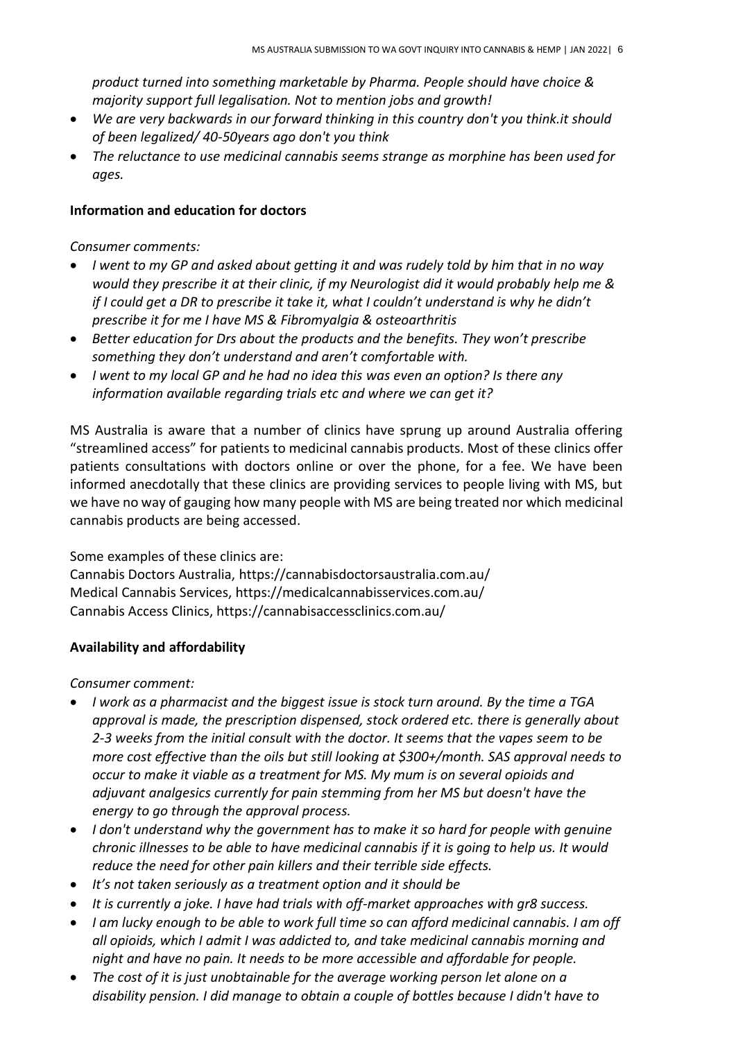*product turned into something marketable by Pharma. People should have choice & majority support full legalisation. Not to mention jobs and growth!*

- *We are very backwards in our forward thinking in this country don't you think.it should of been legalized/ 40-50years ago don't you think*
- *The reluctance to use medicinal cannabis seems strange as morphine has been used for ages.*

**Information and education for doctors**

*Consumer comments:*

- *I went to my GP and asked about getting it and was rudely told by him that in no way would they prescribe it at their clinic, if my Neurologist did it would probably help me & if I could get a DR to prescribe it take it, what I couldn't understand is why he didn't prescribe it for me I have MS & Fibromyalgia & osteoarthritis*
- *Better education for Drs about the products and the benefits. They won't prescribe something they don't understand and aren't comfortable with.*
- *I went to my local GP and he had no idea this was even an option? Is there any information available regarding trials etc and where we can get it?*

MS Australia is aware that a number of clinics have sprung up around Australia offering "streamlined access" for patients to medicinal cannabis products. Most of these clinics offer patients consultations with doctors online or over the phone, for a fee. We have been informed anecdotally that these clinics are providing services to people living with MS, but we have no way of gauging how many people with MS are being treated nor which medicinal cannabis products are being accessed.

Some examples of these clinics are:
Cannabis Doctors Australia, https://cannabisdoctorsaustralia.com.au/
Medical Cannabis Services, https://medicalcannabisservices.com.au/
Cannabis Access Clinics, https://cannabisaccessclinics.com.au/

**Availability and affordability**

*Consumer comment:*

- *I work as a pharmacist and the biggest issue is stock turn around. By the time a TGA approval is made, the prescription dispensed, stock ordered etc. there is generally about 2-3 weeks from the initial consult with the doctor. It seems that the vapes seem to be more cost effective than the oils but still looking at $300+/month. SAS approval needs to occur to make it viable as a treatment for MS. My mum is on several opioids and adjuvant analgesics currently for pain stemming from her MS but doesn't have the energy to go through the approval process.*
- *I don't understand why the government has to make it so hard for people with genuine chronic illnesses to be able to have medicinal cannabis if it is going to help us. It would reduce the need for other pain killers and their terrible side effects.*
- *It's not taken seriously as a treatment option and it should be*
- *It is currently a joke. I have had trials with off-market approaches with gr8 success.*
- *I am lucky enough to be able to work full time so can afford medicinal cannabis. I am off all opioids, which I admit I was addicted to, and take medicinal cannabis morning and night and have no pain. It needs to be more accessible and affordable for people.*
- *The cost of it is just unobtainable for the average working person let alone on a disability pension. I did manage to obtain a couple of bottles because I didn't have to*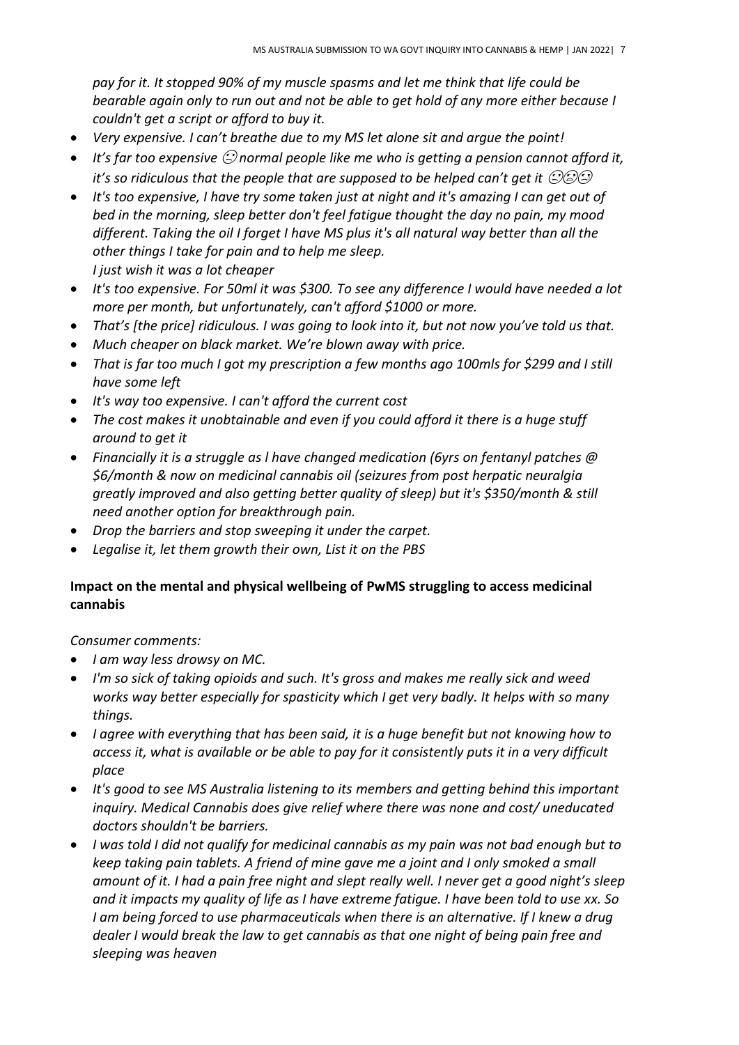*pay for it. It stopped 90% of my muscle spasms and let me think that life could be bearable again only to run out and not be able to get hold of any more either because I couldn't get a script or afford to buy it.*

- *Very expensive. I can't breathe due to my MS let alone sit and argue the point!*
- *It's far too expensive ☹ normal people like me who is getting a pension cannot afford it, it's so ridiculous that the people that are supposed to be helped can't get it ☹☹☹*
- *It's too expensive, I have try some taken just at night and it's amazing I can get out of bed in the morning, sleep better don't feel fatigue thought the day no pain, my mood different. Taking the oil I forget I have MS plus it's all natural way better than all the other things I take for pain and to help me sleep.*
  *I just wish it was a lot cheaper*
- *It's too expensive. For 50ml it was $300. To see any difference I would have needed a lot more per month, but unfortunately, can't afford $1000 or more.*
- *That's [the price] ridiculous. I was going to look into it, but not now you've told us that.*
- *Much cheaper on black market. We're blown away with price.*
- *That is far too much I got my prescription a few months ago 100mls for $299 and I still have some left*
- *It's way too expensive. I can't afford the current cost*
- *The cost makes it unobtainable and even if you could afford it there is a huge stuff around to get it*
- *Financially it is a struggle as l have changed medication (6yrs on fentanyl patches @ $6/month & now on medicinal cannabis oil (seizures from post herpatic neuralgia greatly improved and also getting better quality of sleep) but it's $350/month & still need another option for breakthrough pain.*
- *Drop the barriers and stop sweeping it under the carpet.*
- *Legalise it, let them growth their own, List it on the PBS*

**Impact on the mental and physical wellbeing of PwMS struggling to access medicinal cannabis**

*Consumer comments:*

- *I am way less drowsy on MC.*
- *I'm so sick of taking opioids and such. It's gross and makes me really sick and weed works way better especially for spasticity which I get very badly. It helps with so many things.*
- *I agree with everything that has been said, it is a huge benefit but not knowing how to access it, what is available or be able to pay for it consistently puts it in a very difficult place*
- *It's good to see MS Australia listening to its members and getting behind this important inquiry. Medical Cannabis does give relief where there was none and cost/ uneducated doctors shouldn't be barriers.*
- *I was told I did not qualify for medicinal cannabis as my pain was not bad enough but to keep taking pain tablets. A friend of mine gave me a joint and I only smoked a small amount of it. I had a pain free night and slept really well. I never get a good night's sleep and it impacts my quality of life as I have extreme fatigue. I have been told to use xx. So I am being forced to use pharmaceuticals when there is an alternative. If I knew a drug dealer I would break the law to get cannabis as that one night of being pain free and sleeping was heaven*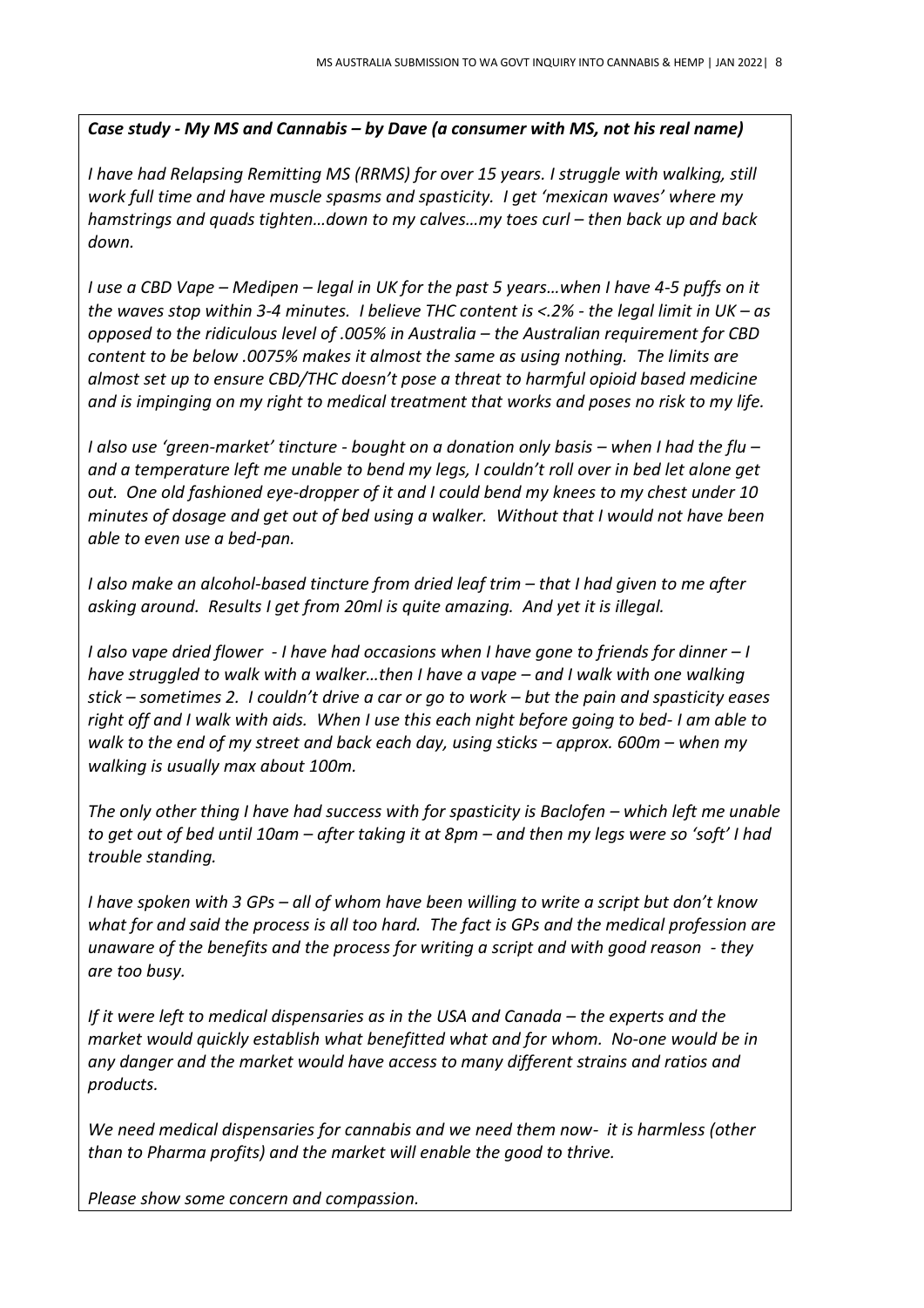***Case study - My MS and Cannabis – by Dave (a consumer with MS, not his real name)***

*I have had Relapsing Remitting MS (RRMS) for over 15 years. I struggle with walking, still work full time and have muscle spasms and spasticity. I get 'mexican waves' where my hamstrings and quads tighten…down to my calves…my toes curl – then back up and back down.*

*I use a CBD Vape – Medipen – legal in UK for the past 5 years…when I have 4-5 puffs on it the waves stop within 3-4 minutes. I believe THC content is <.2% - the legal limit in UK – as opposed to the ridiculous level of .005% in Australia – the Australian requirement for CBD content to be below .0075% makes it almost the same as using nothing. The limits are almost set up to ensure CBD/THC doesn't pose a threat to harmful opioid based medicine and is impinging on my right to medical treatment that works and poses no risk to my life.*

*I also use 'green-market' tincture - bought on a donation only basis – when I had the flu – and a temperature left me unable to bend my legs, I couldn't roll over in bed let alone get out. One old fashioned eye-dropper of it and I could bend my knees to my chest under 10 minutes of dosage and get out of bed using a walker. Without that I would not have been able to even use a bed-pan.*

*I also make an alcohol-based tincture from dried leaf trim – that I had given to me after asking around. Results I get from 20ml is quite amazing. And yet it is illegal.*

*I also vape dried flower - I have had occasions when I have gone to friends for dinner – I have struggled to walk with a walker…then I have a vape – and I walk with one walking stick – sometimes 2. I couldn't drive a car or go to work – but the pain and spasticity eases right off and I walk with aids. When I use this each night before going to bed- I am able to walk to the end of my street and back each day, using sticks – approx. 600m – when my walking is usually max about 100m.*

*The only other thing I have had success with for spasticity is Baclofen – which left me unable to get out of bed until 10am – after taking it at 8pm – and then my legs were so 'soft' I had trouble standing.*

*I have spoken with 3 GPs – all of whom have been willing to write a script but don't know what for and said the process is all too hard. The fact is GPs and the medical profession are unaware of the benefits and the process for writing a script and with good reason - they are too busy.*

*If it were left to medical dispensaries as in the USA and Canada – the experts and the market would quickly establish what benefitted what and for whom. No-one would be in any danger and the market would have access to many different strains and ratios and products.*

*We need medical dispensaries for cannabis and we need them now- it is harmless (other than to Pharma profits) and the market will enable the good to thrive.*

*Please show some concern and compassion.*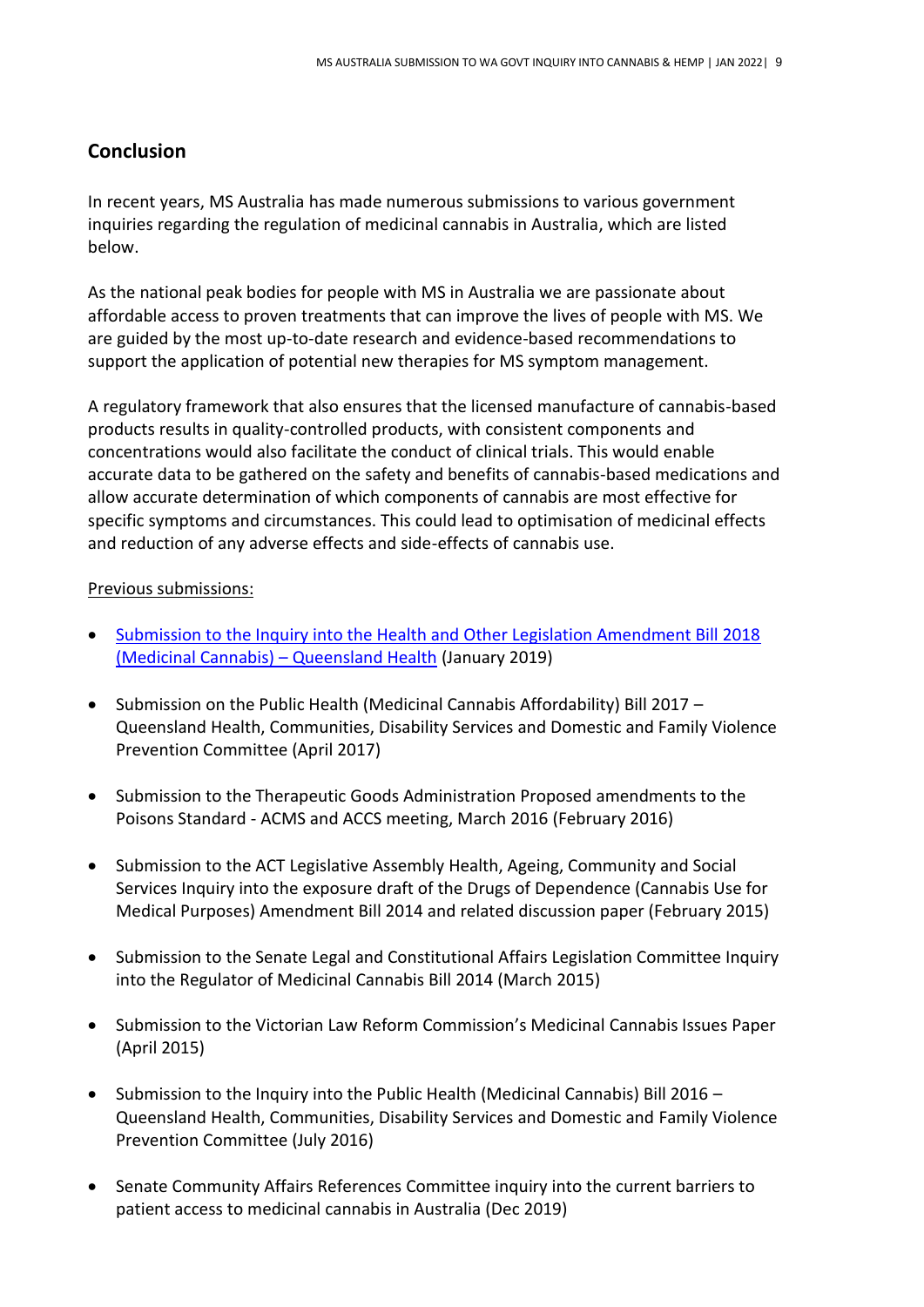## Conclusion

In recent years, MS Australia has made numerous submissions to various government inquiries regarding the regulation of medicinal cannabis in Australia, which are listed below.

As the national peak bodies for people with MS in Australia we are passionate about affordable access to proven treatments that can improve the lives of people with MS. We are guided by the most up-to-date research and evidence-based recommendations to support the application of potential new therapies for MS symptom management.

A regulatory framework that also ensures that the licensed manufacture of cannabis-based products results in quality-controlled products, with consistent components and concentrations would also facilitate the conduct of clinical trials. This would enable accurate data to be gathered on the safety and benefits of cannabis-based medications and allow accurate determination of which components of cannabis are most effective for specific symptoms and circumstances. This could lead to optimisation of medicinal effects and reduction of any adverse effects and side-effects of cannabis use.

Previous submissions:

- Submission to the Inquiry into the Health and Other Legislation Amendment Bill 2018 (Medicinal Cannabis) – Queensland Health (January 2019)
- Submission on the Public Health (Medicinal Cannabis Affordability) Bill 2017 – Queensland Health, Communities, Disability Services and Domestic and Family Violence Prevention Committee (April 2017)
- Submission to the Therapeutic Goods Administration Proposed amendments to the Poisons Standard - ACMS and ACCS meeting, March 2016 (February 2016)
- Submission to the ACT Legislative Assembly Health, Ageing, Community and Social Services Inquiry into the exposure draft of the Drugs of Dependence (Cannabis Use for Medical Purposes) Amendment Bill 2014 and related discussion paper (February 2015)
- Submission to the Senate Legal and Constitutional Affairs Legislation Committee Inquiry into the Regulator of Medicinal Cannabis Bill 2014 (March 2015)
- Submission to the Victorian Law Reform Commission's Medicinal Cannabis Issues Paper (April 2015)
- Submission to the Inquiry into the Public Health (Medicinal Cannabis) Bill 2016 – Queensland Health, Communities, Disability Services and Domestic and Family Violence Prevention Committee (July 2016)
- Senate Community Affairs References Committee inquiry into the current barriers to patient access to medicinal cannabis in Australia (Dec 2019)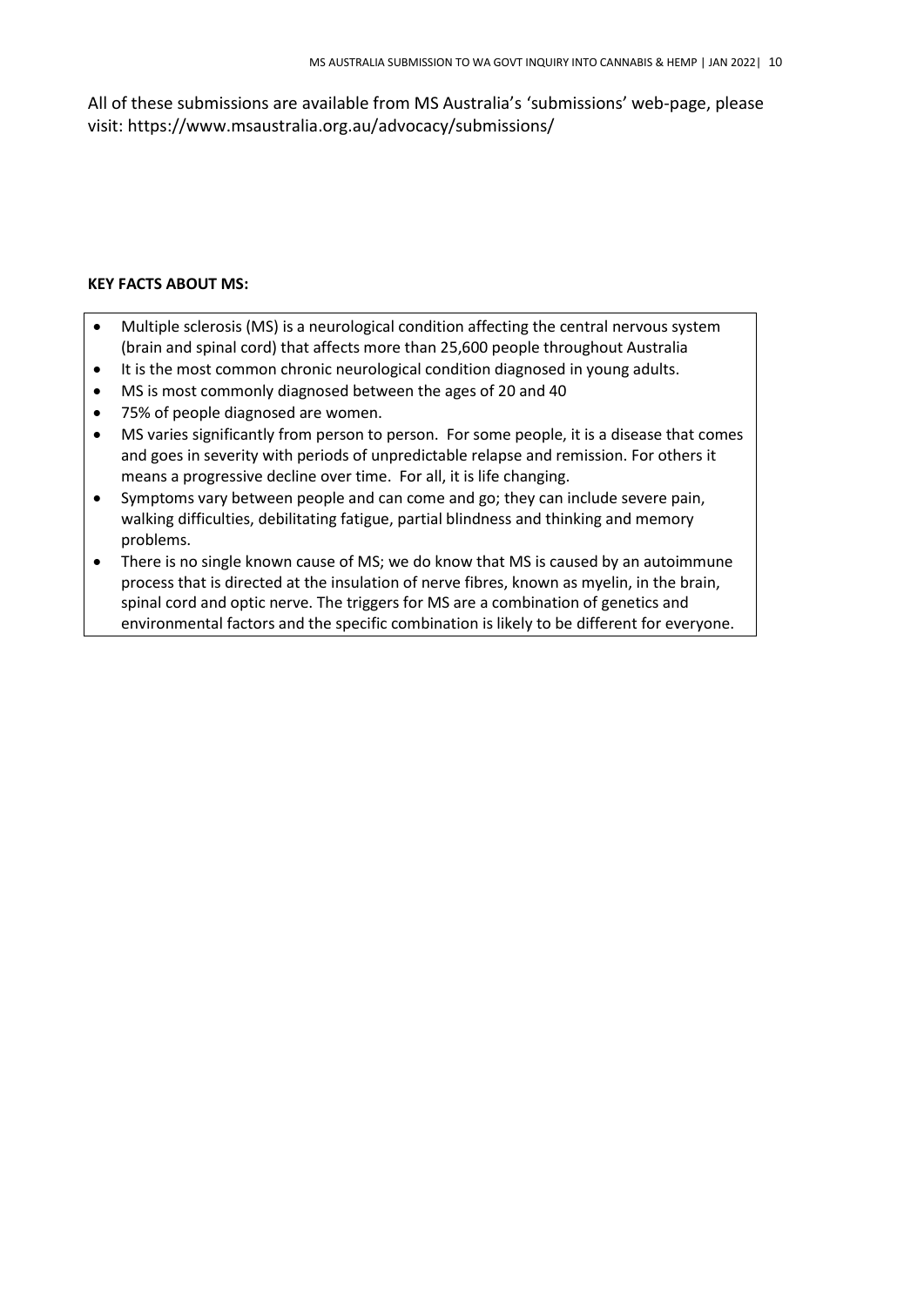All of these submissions are available from MS Australia's 'submissions' web-page, please visit: https://www.msaustralia.org.au/advocacy/submissions/

**KEY FACTS ABOUT MS:**

- Multiple sclerosis (MS) is a neurological condition affecting the central nervous system (brain and spinal cord) that affects more than 25,600 people throughout Australia
- It is the most common chronic neurological condition diagnosed in young adults.
- MS is most commonly diagnosed between the ages of 20 and 40
- 75% of people diagnosed are women.
- MS varies significantly from person to person. For some people, it is a disease that comes and goes in severity with periods of unpredictable relapse and remission. For others it means a progressive decline over time. For all, it is life changing.
- Symptoms vary between people and can come and go; they can include severe pain, walking difficulties, debilitating fatigue, partial blindness and thinking and memory problems.
- There is no single known cause of MS; we do know that MS is caused by an autoimmune process that is directed at the insulation of nerve fibres, known as myelin, in the brain, spinal cord and optic nerve. The triggers for MS are a combination of genetics and environmental factors and the specific combination is likely to be different for everyone.